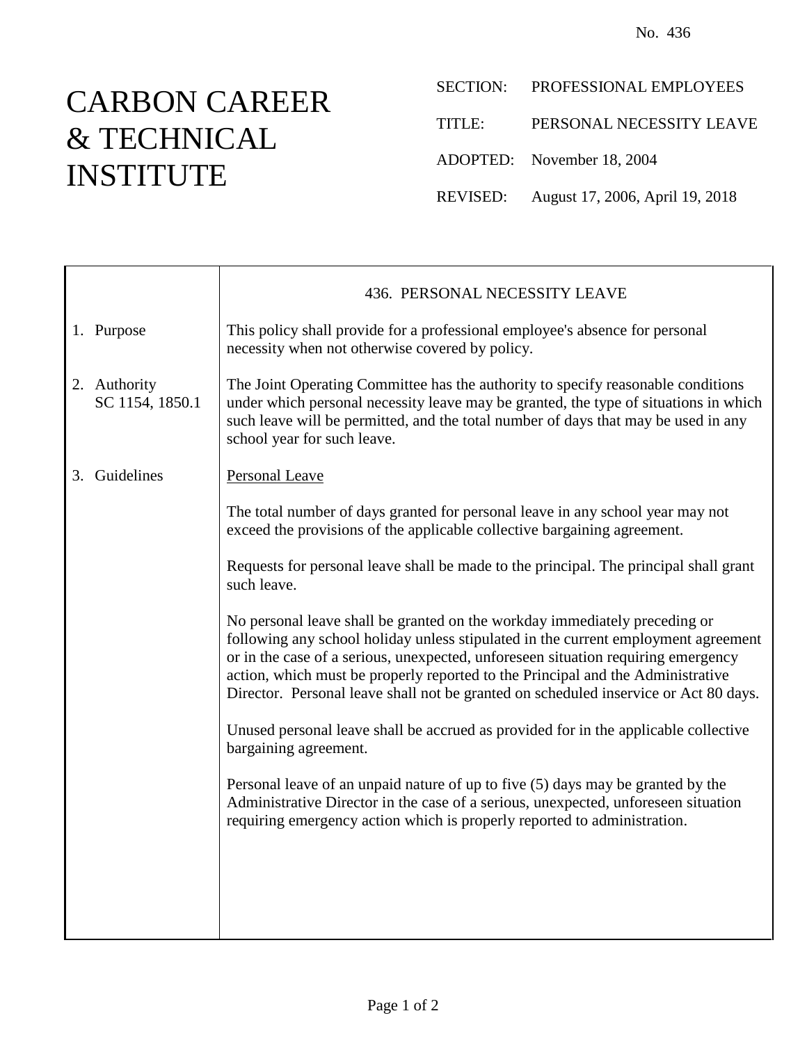No. 436

# CARBON CAREER & TECHNICAL INSTITUTE

SECTION: PROFESSIONAL EMPLOYEES

TITLE: PERSONAL NECESSITY LEAVE

ADOPTED: November 18, 2004

REVISED: August 17, 2006, April 19, 2018

## 436. PERSONAL NECESSITY LEAVE

**1. Purpose**

This policy shall provide for a professional employee's absence for personal necessity when not otherwise covered by policy.

**2. Authority**
SC 1154, 1850.1

The Joint Operating Committee has the authority to specify reasonable conditions under which personal necessity leave may be granted, the type of situations in which such leave will be permitted, and the total number of days that may be used in any school year for such leave.

**3. Guidelines**

Personal Leave

The total number of days granted for personal leave in any school year may not exceed the provisions of the applicable collective bargaining agreement.

Requests for personal leave shall be made to the principal. The principal shall grant such leave.

No personal leave shall be granted on the workday immediately preceding or following any school holiday unless stipulated in the current employment agreement or in the case of a serious, unexpected, unforeseen situation requiring emergency action, which must be properly reported to the Principal and the Administrative Director. Personal leave shall not be granted on scheduled inservice or Act 80 days.

Unused personal leave shall be accrued as provided for in the applicable collective bargaining agreement.

Personal leave of an unpaid nature of up to five (5) days may be granted by the Administrative Director in the case of a serious, unexpected, unforeseen situation requiring emergency action which is properly reported to administration.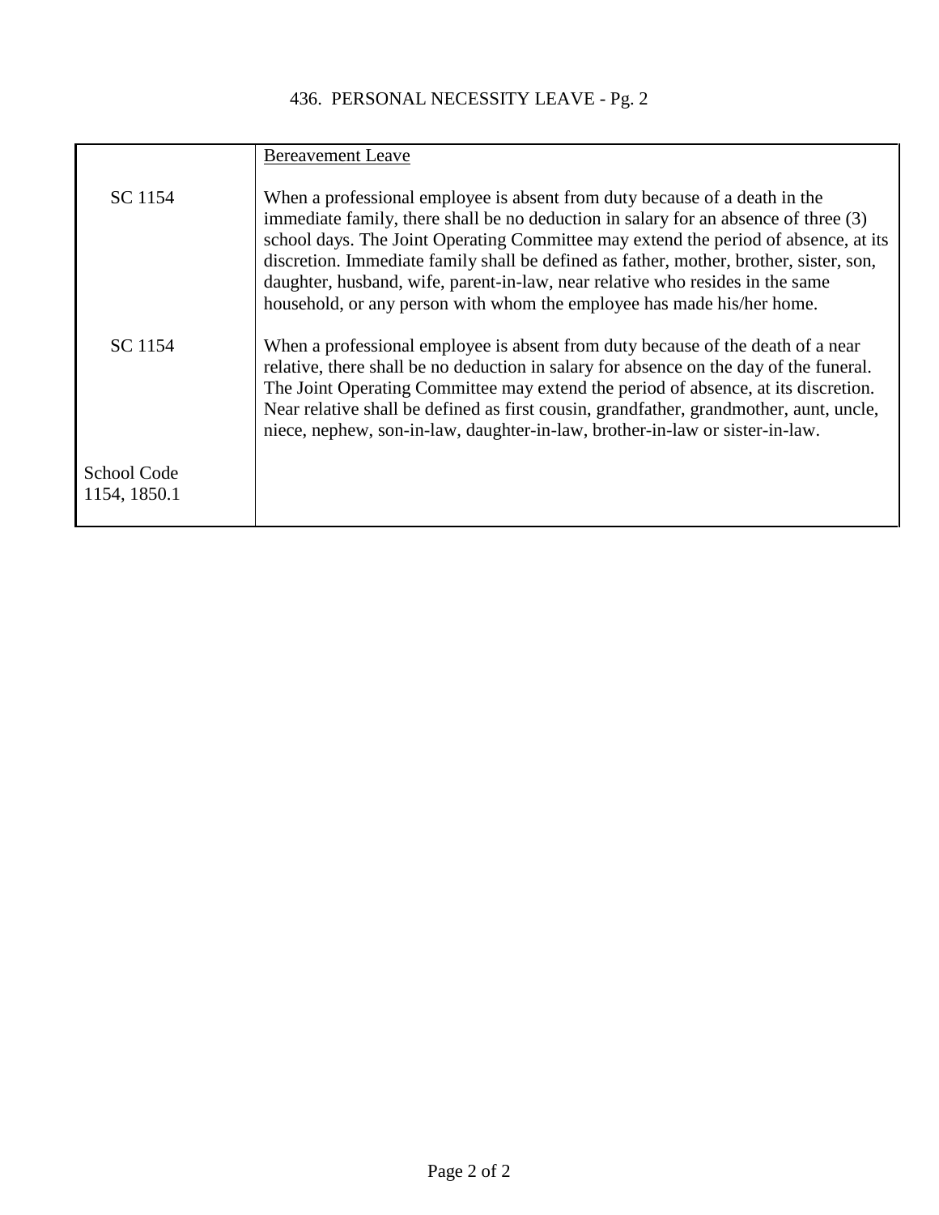| | |
|---|---|
| | Bereavement Leave |
| SC 1154 | When a professional employee is absent from duty because of a death in the immediate family, there shall be no deduction in salary for an absence of three (3) school days. The Joint Operating Committee may extend the period of absence, at its discretion. Immediate family shall be defined as father, mother, brother, sister, son, daughter, husband, wife, parent-in-law, near relative who resides in the same household, or any person with whom the employee has made his/her home. |
| SC 1154 | When a professional employee is absent from duty because of the death of a near relative, there shall be no deduction in salary for absence on the day of the funeral. The Joint Operating Committee may extend the period of absence, at its discretion. Near relative shall be defined as first cousin, grandfather, grandmother, aunt, uncle, niece, nephew, son-in-law, daughter-in-law, brother-in-law or sister-in-law. |
| School Code 1154, 1850.1 | |